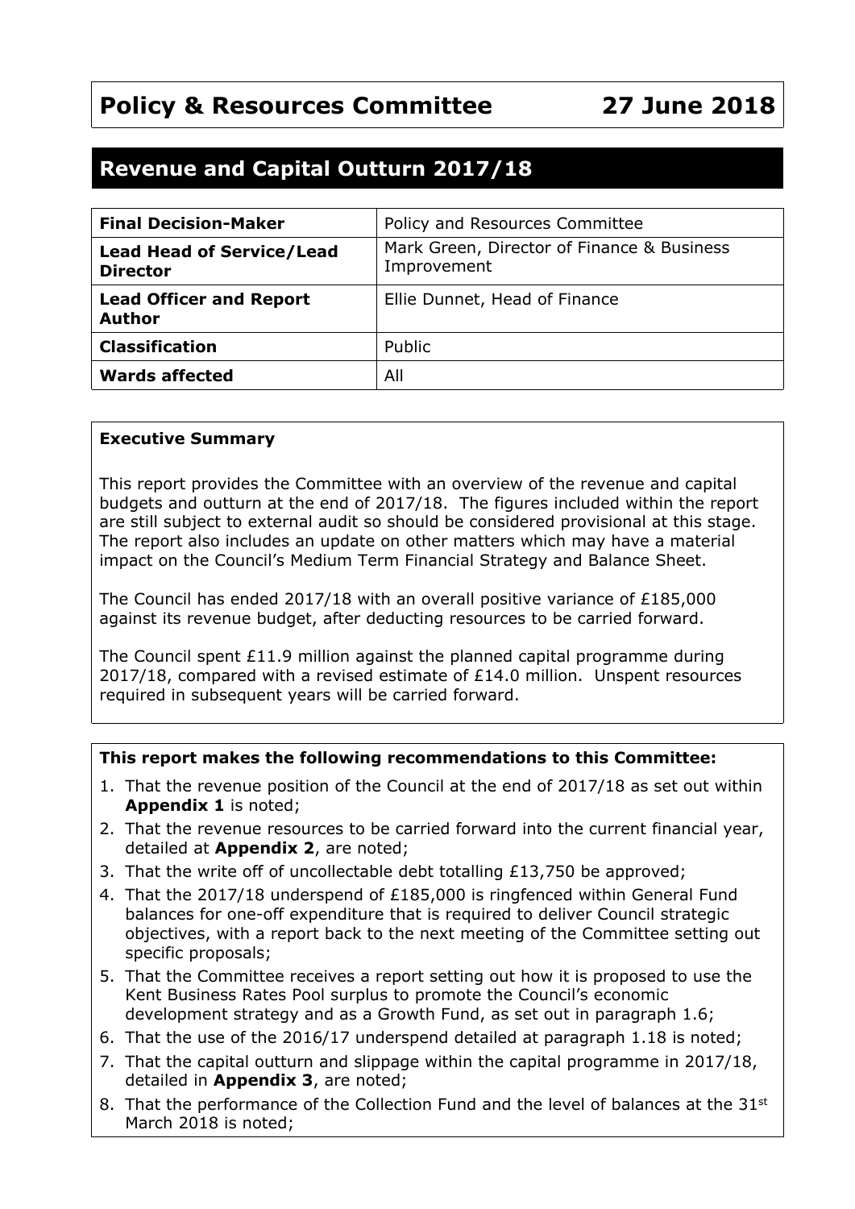# Policy & Resources Committee 27 June 2018

## Revenue and Capital Outturn 2017/18

| **Final Decision-Maker** | Policy and Resources Committee |
|---|---|
| **Lead Head of Service/Lead Director** | Mark Green, Director of Finance & Business Improvement |
| **Lead Officer and Report Author** | Ellie Dunnet, Head of Finance |
| **Classification** | Public |
| **Wards affected** | All |

**Executive Summary**

This report provides the Committee with an overview of the revenue and capital budgets and outturn at the end of 2017/18. The figures included within the report are still subject to external audit so should be considered provisional at this stage. The report also includes an update on other matters which may have a material impact on the Council's Medium Term Financial Strategy and Balance Sheet.

The Council has ended 2017/18 with an overall positive variance of £185,000 against its revenue budget, after deducting resources to be carried forward.

The Council spent £11.9 million against the planned capital programme during 2017/18, compared with a revised estimate of £14.0 million. Unspent resources required in subsequent years will be carried forward.

**This report makes the following recommendations to this Committee:**

1. That the revenue position of the Council at the end of 2017/18 as set out within **Appendix 1** is noted;
2. That the revenue resources to be carried forward into the current financial year, detailed at **Appendix 2**, are noted;
3. That the write off of uncollectable debt totalling £13,750 be approved;
4. That the 2017/18 underspend of £185,000 is ringfenced within General Fund balances for one-off expenditure that is required to deliver Council strategic objectives, with a report back to the next meeting of the Committee setting out specific proposals;
5. That the Committee receives a report setting out how it is proposed to use the Kent Business Rates Pool surplus to promote the Council's economic development strategy and as a Growth Fund, as set out in paragraph 1.6;
6. That the use of the 2016/17 underspend detailed at paragraph 1.18 is noted;
7. That the capital outturn and slippage within the capital programme in 2017/18, detailed in **Appendix 3**, are noted;
8. That the performance of the Collection Fund and the level of balances at the 31st March 2018 is noted;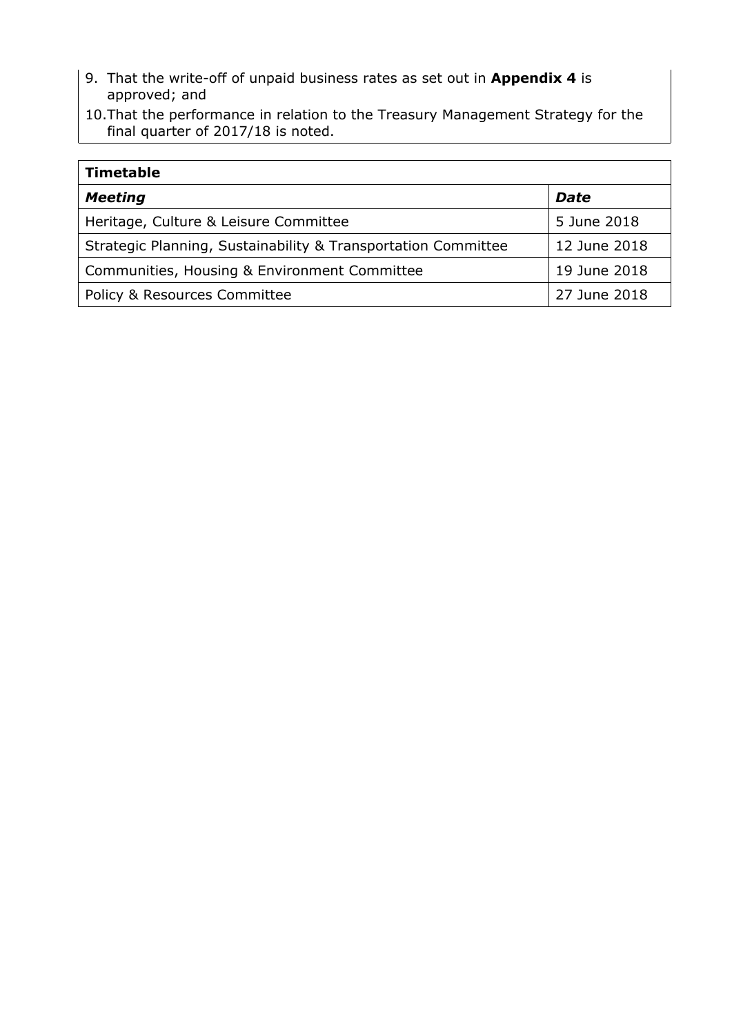9. That the write-off of unpaid business rates as set out in **Appendix 4** is approved; and
10. That the performance in relation to the Treasury Management Strategy for the final quarter of 2017/18 is noted.

| **Timetable** | |
|---|---|
| ***Meeting*** | ***Date*** |
| Heritage, Culture & Leisure Committee | 5 June 2018 |
| Strategic Planning, Sustainability & Transportation Committee | 12 June 2018 |
| Communities, Housing & Environment Committee | 19 June 2018 |
| Policy & Resources Committee | 27 June 2018 |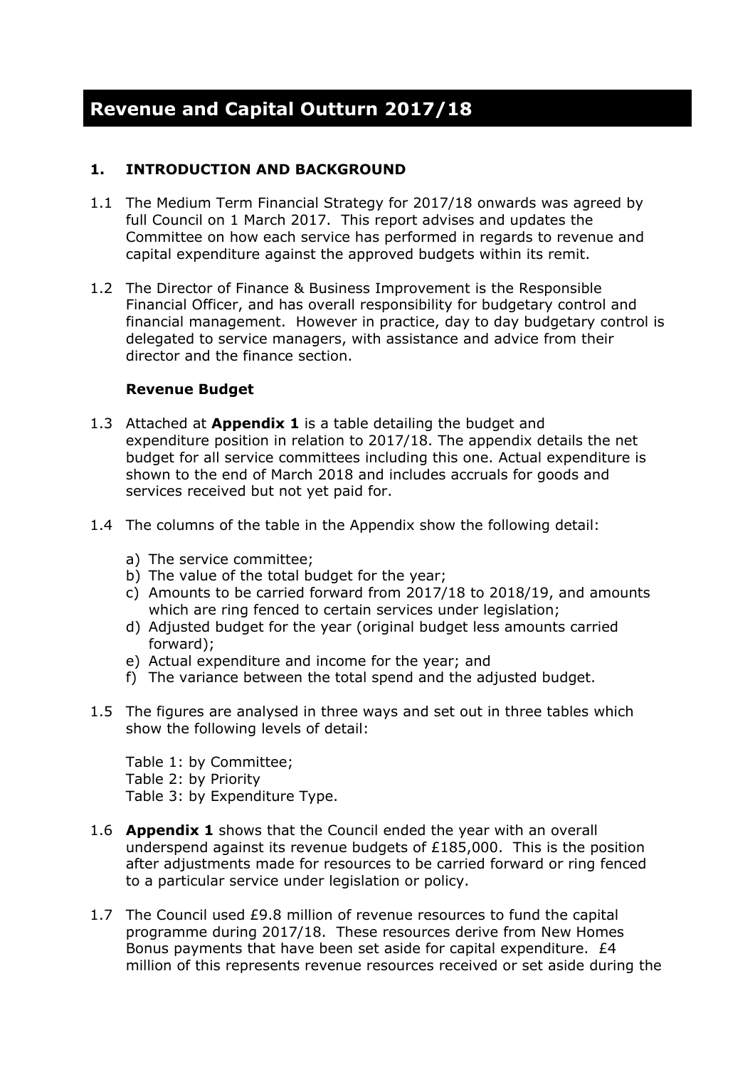# Revenue and Capital Outturn 2017/18

## 1. INTRODUCTION AND BACKGROUND

1.1 The Medium Term Financial Strategy for 2017/18 onwards was agreed by full Council on 1 March 2017. This report advises and updates the Committee on how each service has performed in regards to revenue and capital expenditure against the approved budgets within its remit.

1.2 The Director of Finance & Business Improvement is the Responsible Financial Officer, and has overall responsibility for budgetary control and financial management. However in practice, day to day budgetary control is delegated to service managers, with assistance and advice from their director and the finance section.

### Revenue Budget

1.3 Attached at **Appendix 1** is a table detailing the budget and expenditure position in relation to 2017/18. The appendix details the net budget for all service committees including this one. Actual expenditure is shown to the end of March 2018 and includes accruals for goods and services received but not yet paid for.

1.4 The columns of the table in the Appendix show the following detail:

a) The service committee;
b) The value of the total budget for the year;
c) Amounts to be carried forward from 2017/18 to 2018/19, and amounts which are ring fenced to certain services under legislation;
d) Adjusted budget for the year (original budget less amounts carried forward);
e) Actual expenditure and income for the year; and
f) The variance between the total spend and the adjusted budget.

1.5 The figures are analysed in three ways and set out in three tables which show the following levels of detail:

Table 1: by Committee;
Table 2: by Priority
Table 3: by Expenditure Type.

1.6 **Appendix 1** shows that the Council ended the year with an overall underspend against its revenue budgets of £185,000. This is the position after adjustments made for resources to be carried forward or ring fenced to a particular service under legislation or policy.

1.7 The Council used £9.8 million of revenue resources to fund the capital programme during 2017/18. These resources derive from New Homes Bonus payments that have been set aside for capital expenditure. £4 million of this represents revenue resources received or set aside during the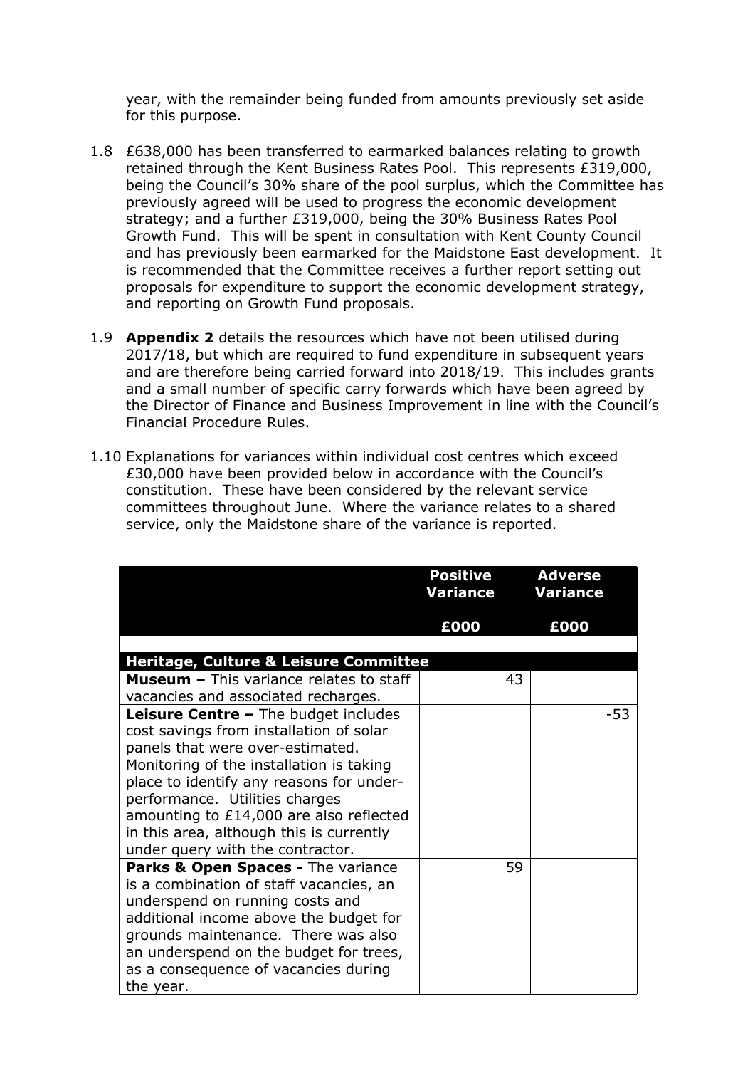year, with the remainder being funded from amounts previously set aside for this purpose.

1.8 £638,000 has been transferred to earmarked balances relating to growth retained through the Kent Business Rates Pool. This represents £319,000, being the Council's 30% share of the pool surplus, which the Committee has previously agreed will be used to progress the economic development strategy; and a further £319,000, being the 30% Business Rates Pool Growth Fund. This will be spent in consultation with Kent County Council and has previously been earmarked for the Maidstone East development. It is recommended that the Committee receives a further report setting out proposals for expenditure to support the economic development strategy, and reporting on Growth Fund proposals.

1.9 **Appendix 2** details the resources which have not been utilised during 2017/18, but which are required to fund expenditure in subsequent years and are therefore being carried forward into 2018/19. This includes grants and a small number of specific carry forwards which have been agreed by the Director of Finance and Business Improvement in line with the Council's Financial Procedure Rules.

1.10 Explanations for variances within individual cost centres which exceed £30,000 have been provided below in accordance with the Council's constitution. These have been considered by the relevant service committees throughout June. Where the variance relates to a shared service, only the Maidstone share of the variance is reported.

| | **Positive Variance** | **Adverse Variance** |
|---|---|---|
| | **£000** | **£000** |
| **Heritage, Culture & Leisure Committee** | | |
| **Museum –** This variance relates to staff vacancies and associated recharges. | 43 | |
| **Leisure Centre –** The budget includes cost savings from installation of solar panels that were over-estimated. Monitoring of the installation is taking place to identify any reasons for under-performance. Utilities charges amounting to £14,000 are also reflected in this area, although this is currently under query with the contractor. | | -53 |
| **Parks & Open Spaces -** The variance is a combination of staff vacancies, an underspend on running costs and additional income above the budget for grounds maintenance. There was also an underspend on the budget for trees, as a consequence of vacancies during the year. | 59 | |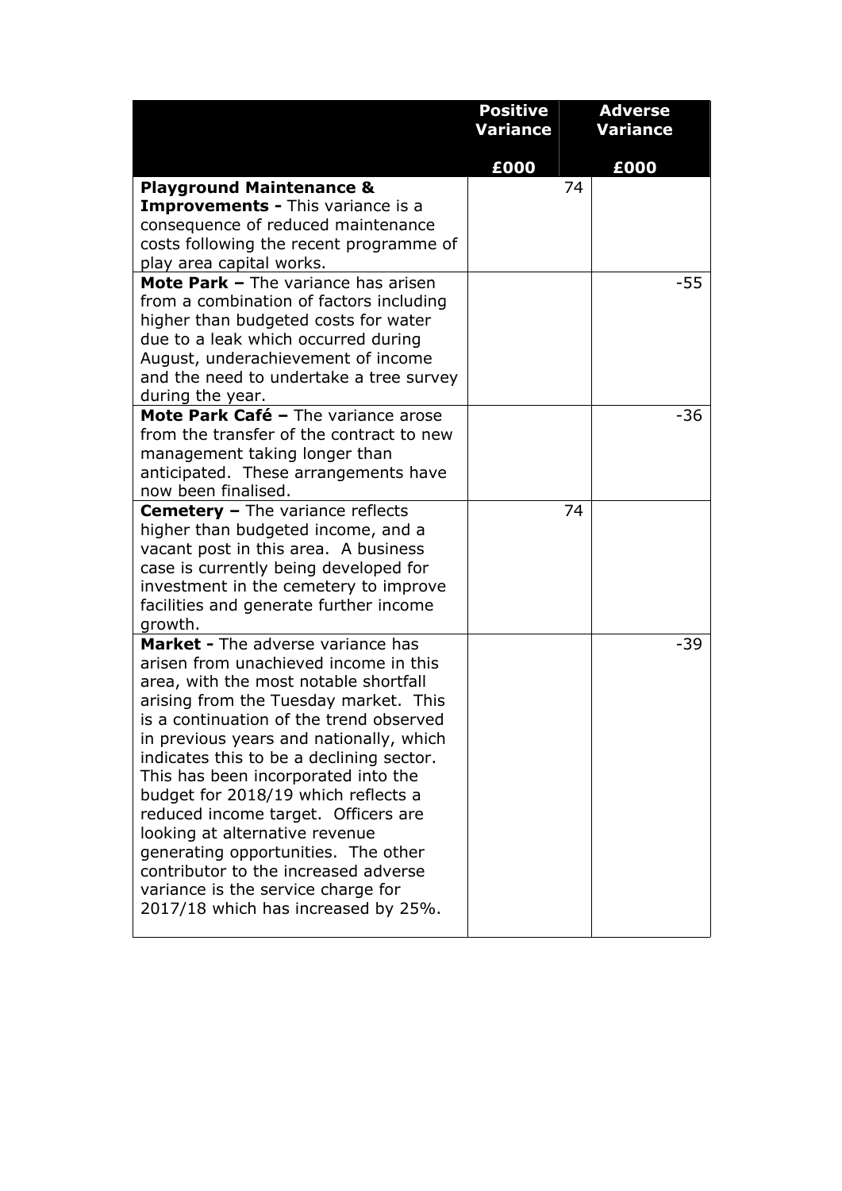| | Positive Variance | Adverse Variance |
|---|---|---|
| | £000 | £000 |
| **Playground Maintenance & Improvements -** This variance is a consequence of reduced maintenance costs following the recent programme of play area capital works. | 74 | |
| **Mote Park –** The variance has arisen from a combination of factors including higher than budgeted costs for water due to a leak which occurred during August, underachievement of income and the need to undertake a tree survey during the year. | | -55 |
| **Mote Park Café –** The variance arose from the transfer of the contract to new management taking longer than anticipated. These arrangements have now been finalised. | | -36 |
| **Cemetery –** The variance reflects higher than budgeted income, and a vacant post in this area. A business case is currently being developed for investment in the cemetery to improve facilities and generate further income growth. | 74 | |
| **Market -** The adverse variance has arisen from unachieved income in this area, with the most notable shortfall arising from the Tuesday market. This is a continuation of the trend observed in previous years and nationally, which indicates this to be a declining sector. This has been incorporated into the budget for 2018/19 which reflects a reduced income target. Officers are looking at alternative revenue generating opportunities. The other contributor to the increased adverse variance is the service charge for 2017/18 which has increased by 25%. | | -39 |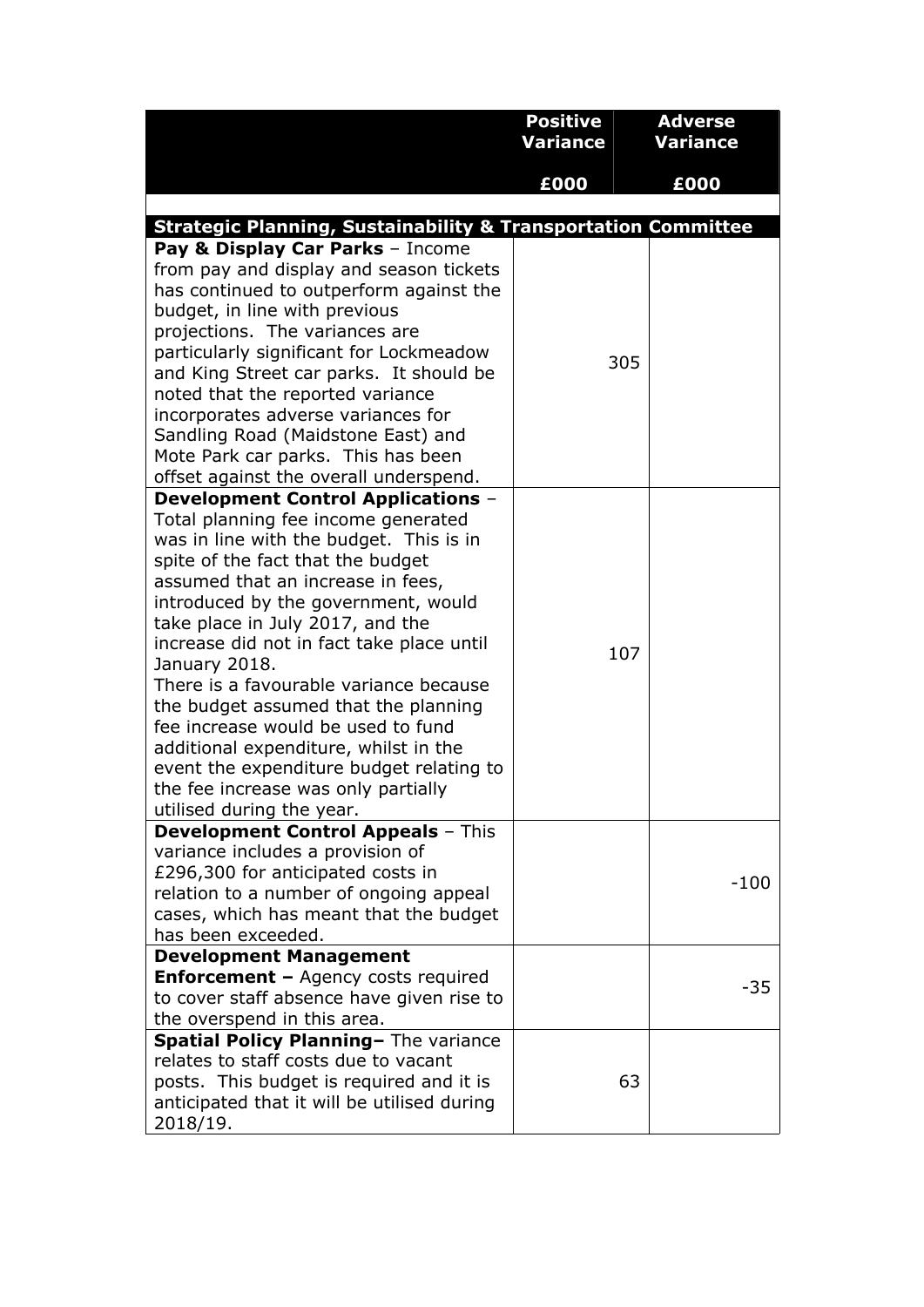| | Positive Variance | Adverse Variance |
|---|---|---|
| | £000 | £000 |
| **Strategic Planning, Sustainability & Transportation Committee** | | |
| **Pay & Display Car Parks** – Income from pay and display and season tickets has continued to outperform against the budget, in line with previous projections. The variances are particularly significant for Lockmeadow and King Street car parks. It should be noted that the reported variance incorporates adverse variances for Sandling Road (Maidstone East) and Mote Park car parks. This has been offset against the overall underspend. | 305 | |
| **Development Control Applications** – Total planning fee income generated was in line with the budget. This is in spite of the fact that the budget assumed that an increase in fees, introduced by the government, would take place in July 2017, and the increase did not in fact take place until January 2018. There is a favourable variance because the budget assumed that the planning fee increase would be used to fund additional expenditure, whilst in the event the expenditure budget relating to the fee increase was only partially utilised during the year. | 107 | |
| **Development Control Appeals** – This variance includes a provision of £296,300 for anticipated costs in relation to a number of ongoing appeal cases, which has meant that the budget has been exceeded. | | -100 |
| **Development Management Enforcement –** Agency costs required to cover staff absence have given rise to the overspend in this area. | | -35 |
| **Spatial Policy Planning–** The variance relates to staff costs due to vacant posts. This budget is required and it is anticipated that it will be utilised during 2018/19. | 63 | |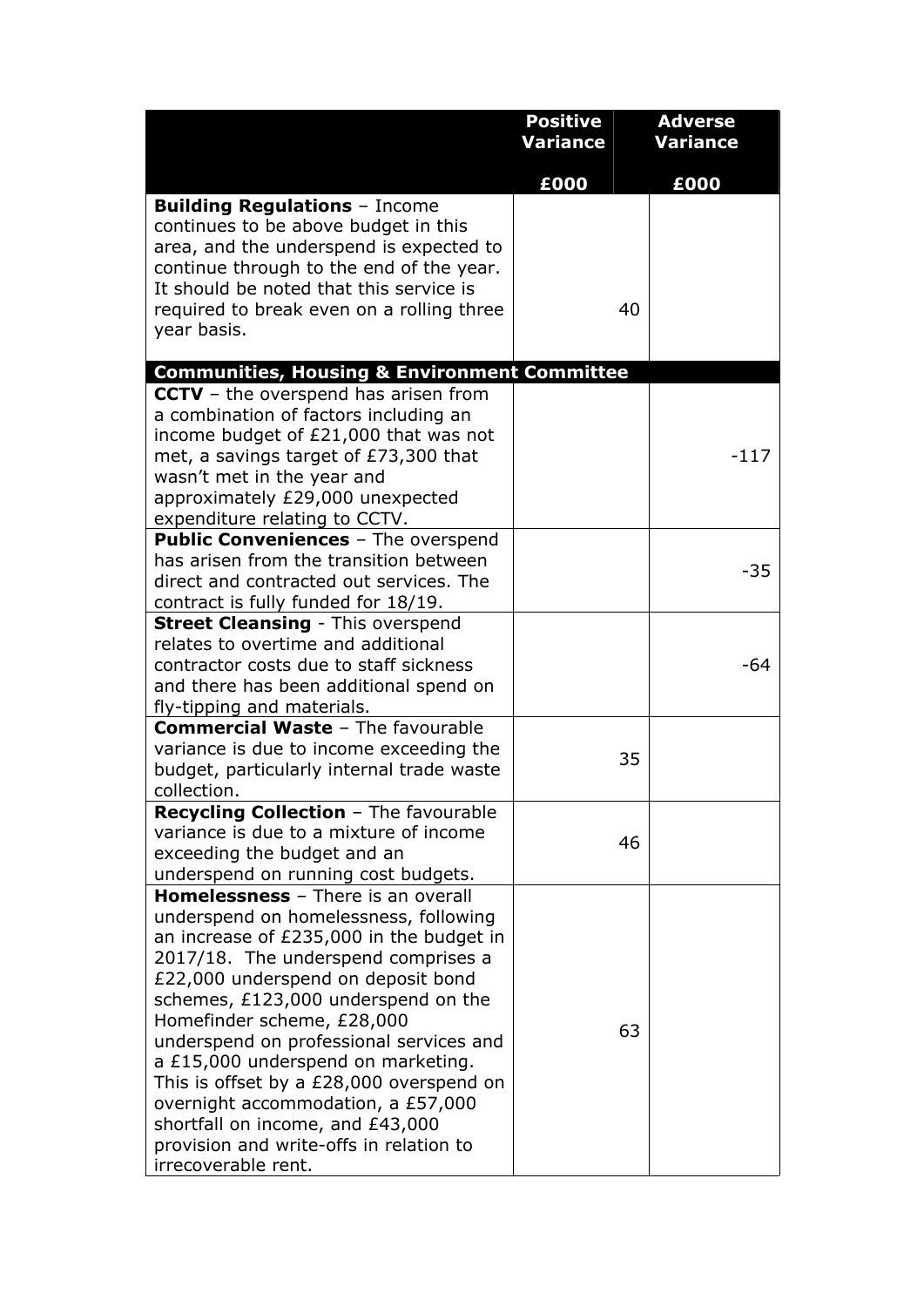| | Positive Variance | Adverse Variance |
|---|---|---|
| | £000 | £000 |
| **Building Regulations** – Income continues to be above budget in this area, and the underspend is expected to continue through to the end of the year. It should be noted that this service is required to break even on a rolling three year basis. | 40 | |
| **Communities, Housing & Environment Committee** | | |
| **CCTV** – the overspend has arisen from a combination of factors including an income budget of £21,000 that was not met, a savings target of £73,300 that wasn't met in the year and approximately £29,000 unexpected expenditure relating to CCTV. | | -117 |
| **Public Conveniences** – The overspend has arisen from the transition between direct and contracted out services. The contract is fully funded for 18/19. | | -35 |
| **Street Cleansing** - This overspend relates to overtime and additional contractor costs due to staff sickness and there has been additional spend on fly-tipping and materials. | | -64 |
| **Commercial Waste** – The favourable variance is due to income exceeding the budget, particularly internal trade waste collection. | 35 | |
| **Recycling Collection** – The favourable variance is due to a mixture of income exceeding the budget and an underspend on running cost budgets. | 46 | |
| **Homelessness** – There is an overall underspend on homelessness, following an increase of £235,000 in the budget in 2017/18. The underspend comprises a £22,000 underspend on deposit bond schemes, £123,000 underspend on the Homefinder scheme, £28,000 underspend on professional services and a £15,000 underspend on marketing. This is offset by a £28,000 overspend on overnight accommodation, a £57,000 shortfall on income, and £43,000 provision and write-offs in relation to irrecoverable rent. | 63 | |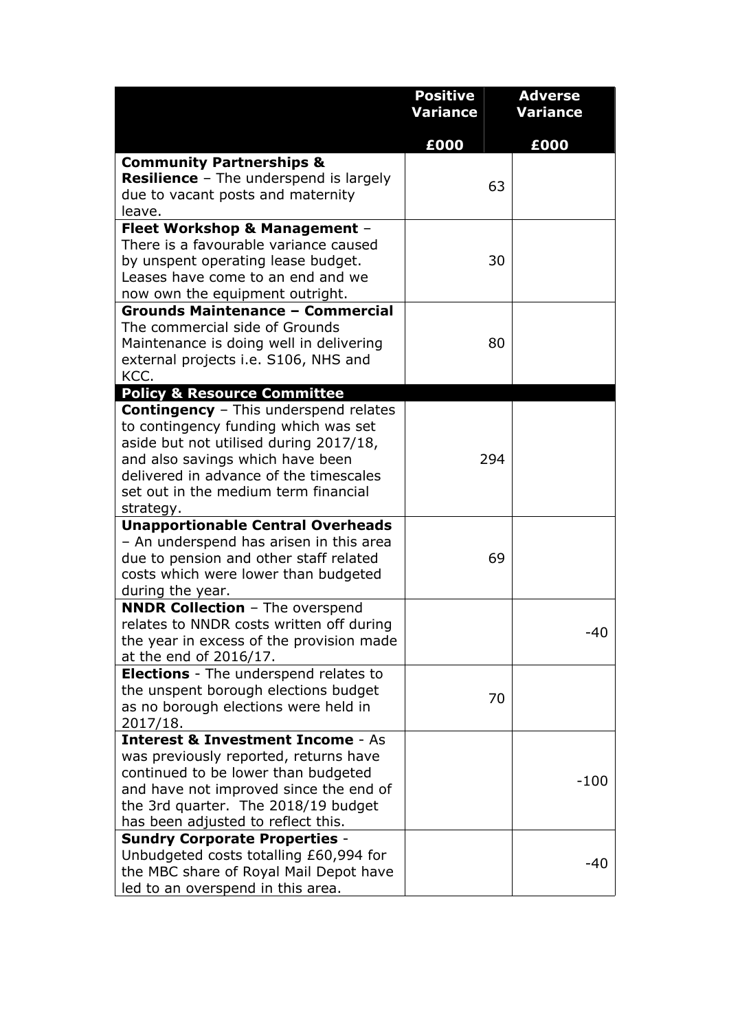| | Positive Variance | Adverse Variance |
|---|---|---|
| | £000 | £000 |
| **Community Partnerships & Resilience** – The underspend is largely due to vacant posts and maternity leave. | 63 | |
| **Fleet Workshop & Management** – There is a favourable variance caused by unspent operating lease budget. Leases have come to an end and we now own the equipment outright. | 30 | |
| **Grounds Maintenance – Commercial** The commercial side of Grounds Maintenance is doing well in delivering external projects i.e. S106, NHS and KCC. | 80 | |
| **Policy & Resource Committee** | | |
| **Contingency** – This underspend relates to contingency funding which was set aside but not utilised during 2017/18, and also savings which have been delivered in advance of the timescales set out in the medium term financial strategy. | 294 | |
| **Unapportionable Central Overheads** – An underspend has arisen in this area due to pension and other staff related costs which were lower than budgeted during the year. | 69 | |
| **NNDR Collection** – The overspend relates to NNDR costs written off during the year in excess of the provision made at the end of 2016/17. | | -40 |
| **Elections** - The underspend relates to the unspent borough elections budget as no borough elections were held in 2017/18. | 70 | |
| **Interest & Investment Income** - As was previously reported, returns have continued to be lower than budgeted and have not improved since the end of the 3rd quarter. The 2018/19 budget has been adjusted to reflect this. | | -100 |
| **Sundry Corporate Properties** - Unbudgeted costs totalling £60,994 for the MBC share of Royal Mail Depot have led to an overspend in this area. | | -40 |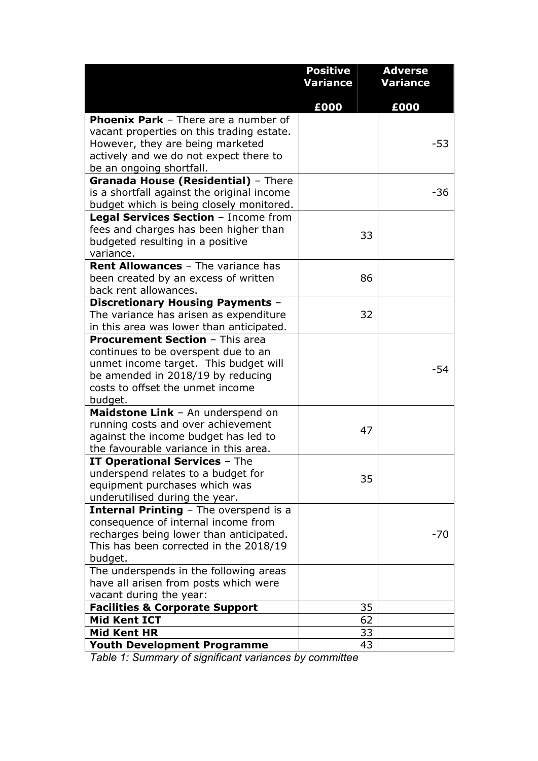| | Positive Variance | Adverse Variance |
|---|---|---|
| | **£000** | **£000** |
| **Phoenix Park** – There are a number of vacant properties on this trading estate. However, they are being marketed actively and we do not expect there to be an ongoing shortfall. | | -53 |
| **Granada House (Residential)** – There is a shortfall against the original income budget which is being closely monitored. | | -36 |
| **Legal Services Section** – Income from fees and charges has been higher than budgeted resulting in a positive variance. | 33 | |
| **Rent Allowances** – The variance has been created by an excess of written back rent allowances. | 86 | |
| **Discretionary Housing Payments** – The variance has arisen as expenditure in this area was lower than anticipated. | 32 | |
| **Procurement Section** – This area continues to be overspent due to an unmet income target. This budget will be amended in 2018/19 by reducing costs to offset the unmet income budget. | | -54 |
| **Maidstone Link** – An underspend on running costs and over achievement against the income budget has led to the favourable variance in this area. | 47 | |
| **IT Operational Services** – The underspend relates to a budget for equipment purchases which was underutilised during the year. | 35 | |
| **Internal Printing** – The overspend is a consequence of internal income from recharges being lower than anticipated. This has been corrected in the 2018/19 budget. | | -70 |
| The underspends in the following areas have all arisen from posts which were vacant during the year: | | |
| **Facilities & Corporate Support** | 35 | |
| **Mid Kent ICT** | 62 | |
| **Mid Kent HR** | 33 | |
| **Youth Development Programme** | 43 | |

*Table 1: Summary of significant variances by committee*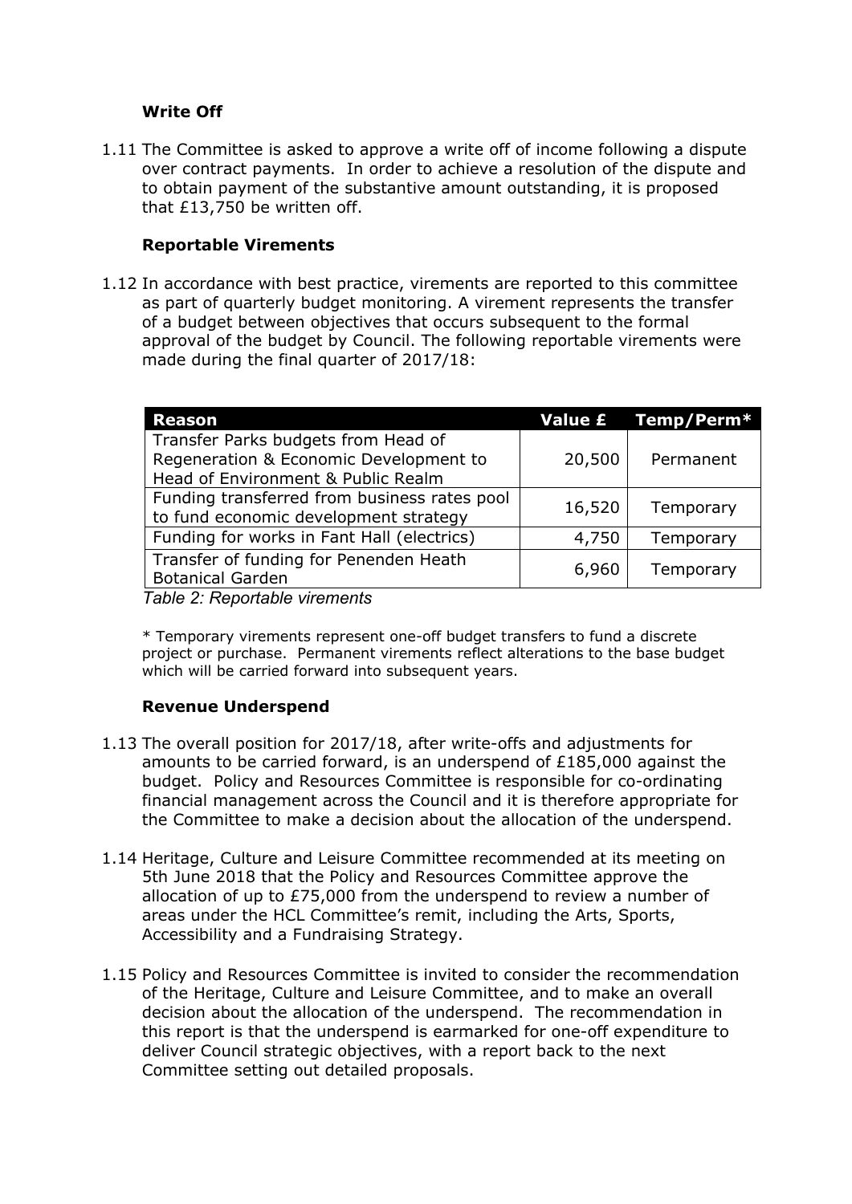### Write Off

1.11 The Committee is asked to approve a write off of income following a dispute over contract payments. In order to achieve a resolution of the dispute and to obtain payment of the substantive amount outstanding, it is proposed that £13,750 be written off.

### Reportable Virements

1.12 In accordance with best practice, virements are reported to this committee as part of quarterly budget monitoring. A virement represents the transfer of a budget between objectives that occurs subsequent to the formal approval of the budget by Council. The following reportable virements were made during the final quarter of 2017/18:

| Reason | Value £ | Temp/Perm* |
|---|---|---|
| Transfer Parks budgets from Head of Regeneration & Economic Development to Head of Environment & Public Realm | 20,500 | Permanent |
| Funding transferred from business rates pool to fund economic development strategy | 16,520 | Temporary |
| Funding for works in Fant Hall (electrics) | 4,750 | Temporary |
| Transfer of funding for Penenden Heath Botanical Garden | 6,960 | Temporary |

*Table 2: Reportable virements*

* Temporary virements represent one-off budget transfers to fund a discrete project or purchase. Permanent virements reflect alterations to the base budget which will be carried forward into subsequent years.

### Revenue Underspend

1.13 The overall position for 2017/18, after write-offs and adjustments for amounts to be carried forward, is an underspend of £185,000 against the budget. Policy and Resources Committee is responsible for co-ordinating financial management across the Council and it is therefore appropriate for the Committee to make a decision about the allocation of the underspend.

1.14 Heritage, Culture and Leisure Committee recommended at its meeting on 5th June 2018 that the Policy and Resources Committee approve the allocation of up to £75,000 from the underspend to review a number of areas under the HCL Committee's remit, including the Arts, Sports, Accessibility and a Fundraising Strategy.

1.15 Policy and Resources Committee is invited to consider the recommendation of the Heritage, Culture and Leisure Committee, and to make an overall decision about the allocation of the underspend. The recommendation in this report is that the underspend is earmarked for one-off expenditure to deliver Council strategic objectives, with a report back to the next Committee setting out detailed proposals.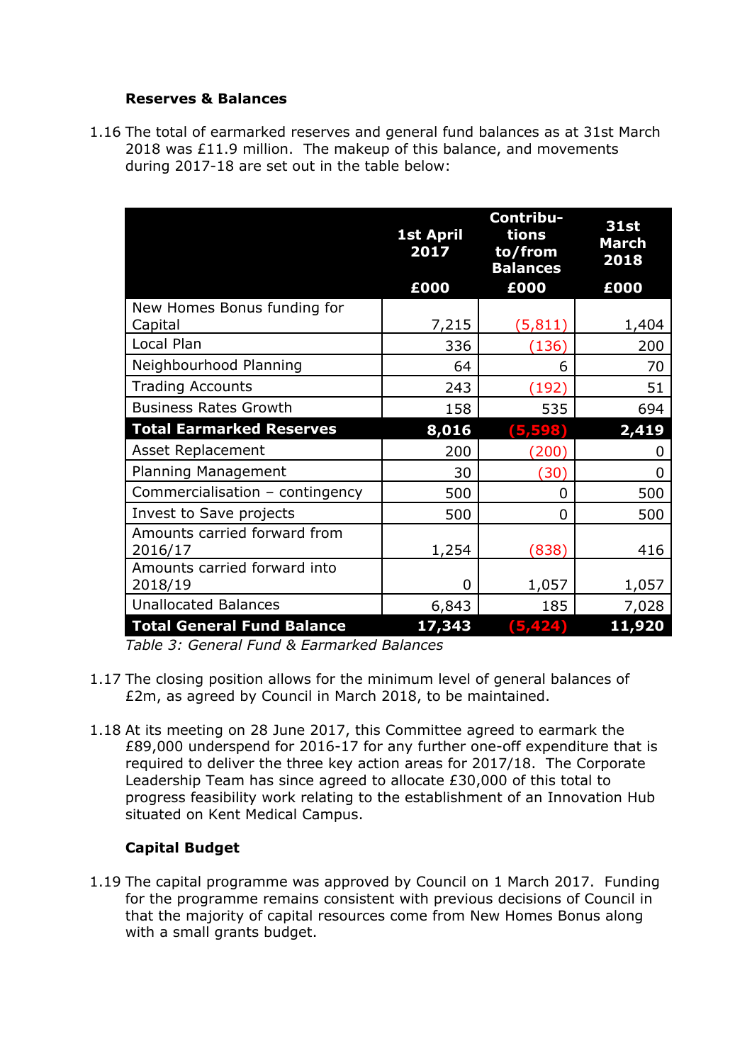**Reserves & Balances**

1.16 The total of earmarked reserves and general fund balances as at 31st March 2018 was £11.9 million. The makeup of this balance, and movements during 2017-18 are set out in the table below:

| | 1st April 2017<br>£000 | Contributions to/from Balances<br>£000 | 31st March 2018<br>£000 |
|---|---|---|---|
| New Homes Bonus funding for Capital | 7,215 | (5,811) | 1,404 |
| Local Plan | 336 | (136) | 200 |
| Neighbourhood Planning | 64 | 6 | 70 |
| Trading Accounts | 243 | (192) | 51 |
| Business Rates Growth | 158 | 535 | 694 |
| **Total Earmarked Reserves** | **8,016** | **(5,598)** | **2,419** |
| Asset Replacement | 200 | (200) | 0 |
| Planning Management | 30 | (30) | 0 |
| Commercialisation – contingency | 500 | 0 | 500 |
| Invest to Save projects | 500 | 0 | 500 |
| Amounts carried forward from 2016/17 | 1,254 | (838) | 416 |
| Amounts carried forward into 2018/19 | 0 | 1,057 | 1,057 |
| Unallocated Balances | 6,843 | 185 | 7,028 |
| **Total General Fund Balance** | **17,343** | **(5,424)** | **11,920** |

*Table 3: General Fund & Earmarked Balances*

1.17 The closing position allows for the minimum level of general balances of £2m, as agreed by Council in March 2018, to be maintained.

1.18 At its meeting on 28 June 2017, this Committee agreed to earmark the £89,000 underspend for 2016-17 for any further one-off expenditure that is required to deliver the three key action areas for 2017/18. The Corporate Leadership Team has since agreed to allocate £30,000 of this total to progress feasibility work relating to the establishment of an Innovation Hub situated on Kent Medical Campus.

**Capital Budget**

1.19 The capital programme was approved by Council on 1 March 2017. Funding for the programme remains consistent with previous decisions of Council in that the majority of capital resources come from New Homes Bonus along with a small grants budget.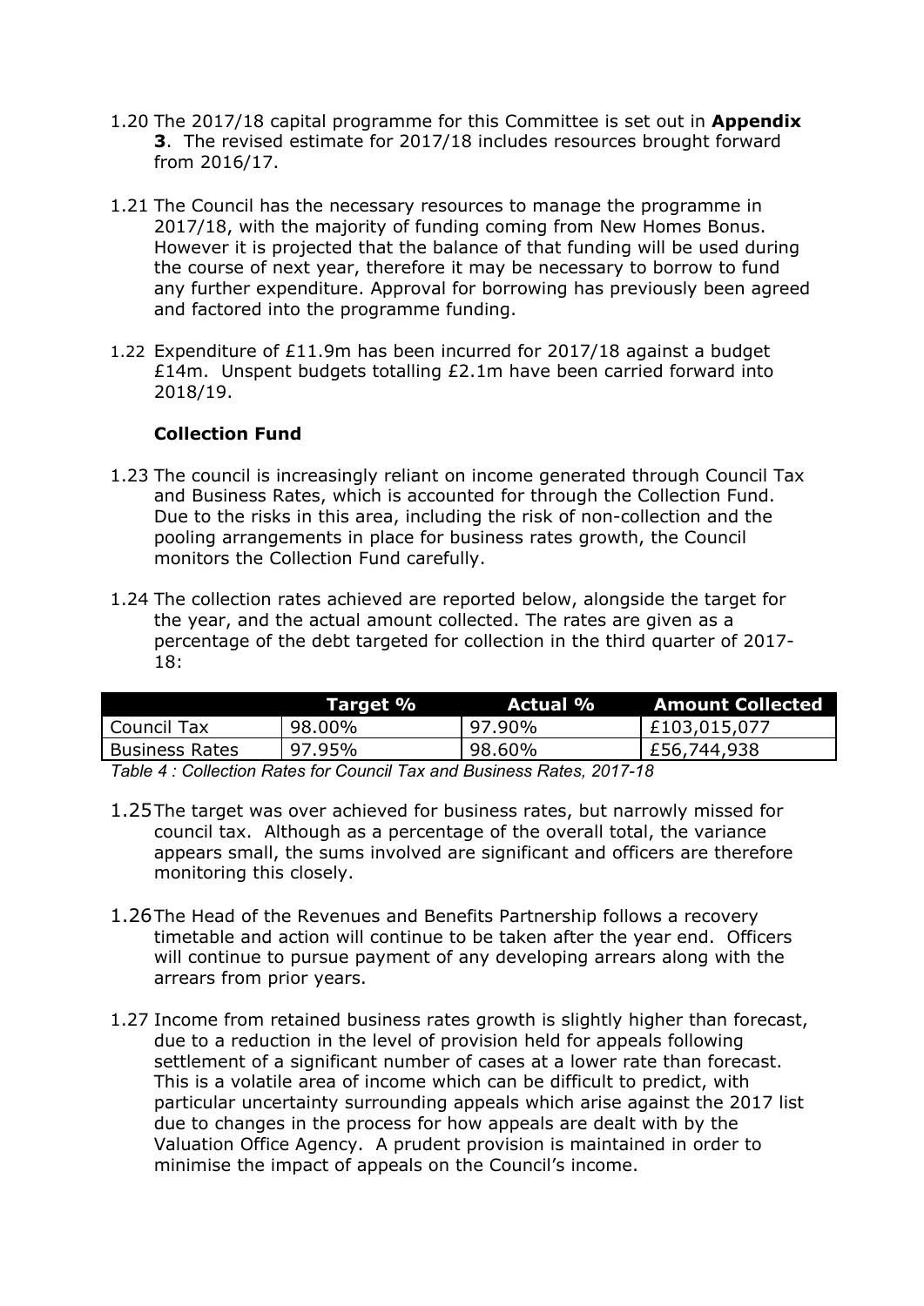1.20 The 2017/18 capital programme for this Committee is set out in **Appendix 3**. The revised estimate for 2017/18 includes resources brought forward from 2016/17.

1.21 The Council has the necessary resources to manage the programme in 2017/18, with the majority of funding coming from New Homes Bonus. However it is projected that the balance of that funding will be used during the course of next year, therefore it may be necessary to borrow to fund any further expenditure. Approval for borrowing has previously been agreed and factored into the programme funding.

1.22 Expenditure of £11.9m has been incurred for 2017/18 against a budget £14m. Unspent budgets totalling £2.1m have been carried forward into 2018/19.

### Collection Fund

1.23 The council is increasingly reliant on income generated through Council Tax and Business Rates, which is accounted for through the Collection Fund. Due to the risks in this area, including the risk of non-collection and the pooling arrangements in place for business rates growth, the Council monitors the Collection Fund carefully.

1.24 The collection rates achieved are reported below, alongside the target for the year, and the actual amount collected. The rates are given as a percentage of the debt targeted for collection in the third quarter of 2017-18:

| | Target % | Actual % | Amount Collected |
|---|---|---|---|
| Council Tax | 98.00% | 97.90% | £103,015,077 |
| Business Rates | 97.95% | 98.60% | £56,744,938 |

*Table 4 : Collection Rates for Council Tax and Business Rates, 2017-18*

1.25 The target was over achieved for business rates, but narrowly missed for council tax. Although as a percentage of the overall total, the variance appears small, the sums involved are significant and officers are therefore monitoring this closely.

1.26 The Head of the Revenues and Benefits Partnership follows a recovery timetable and action will continue to be taken after the year end. Officers will continue to pursue payment of any developing arrears along with the arrears from prior years.

1.27 Income from retained business rates growth is slightly higher than forecast, due to a reduction in the level of provision held for appeals following settlement of a significant number of cases at a lower rate than forecast. This is a volatile area of income which can be difficult to predict, with particular uncertainty surrounding appeals which arise against the 2017 list due to changes in the process for how appeals are dealt with by the Valuation Office Agency. A prudent provision is maintained in order to minimise the impact of appeals on the Council's income.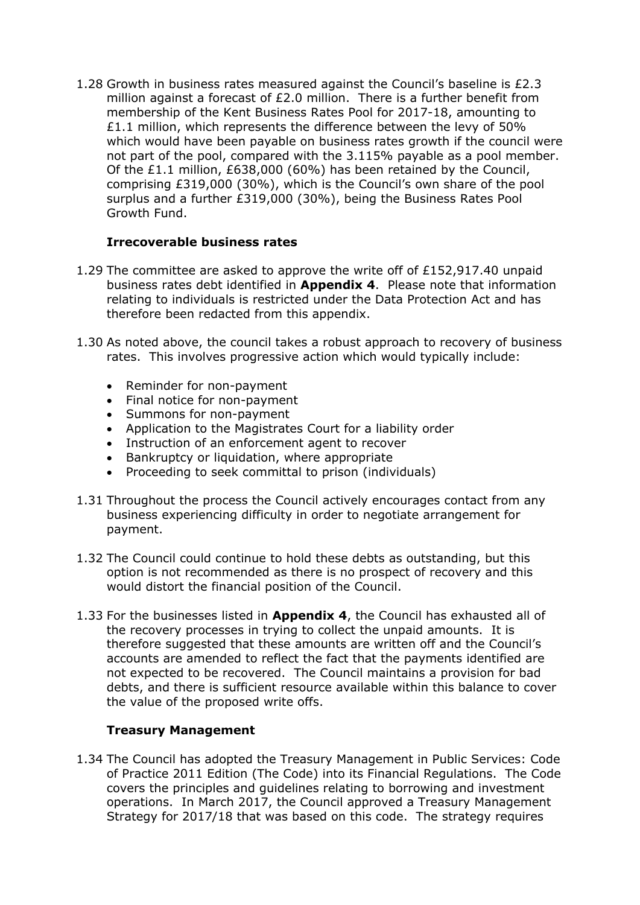1.28 Growth in business rates measured against the Council's baseline is £2.3 million against a forecast of £2.0 million. There is a further benefit from membership of the Kent Business Rates Pool for 2017-18, amounting to £1.1 million, which represents the difference between the levy of 50% which would have been payable on business rates growth if the council were not part of the pool, compared with the 3.115% payable as a pool member. Of the £1.1 million, £638,000 (60%) has been retained by the Council, comprising £319,000 (30%), which is the Council's own share of the pool surplus and a further £319,000 (30%), being the Business Rates Pool Growth Fund.

**Irrecoverable business rates**

1.29 The committee are asked to approve the write off of £152,917.40 unpaid business rates debt identified in **Appendix 4**. Please note that information relating to individuals is restricted under the Data Protection Act and has therefore been redacted from this appendix.

1.30 As noted above, the council takes a robust approach to recovery of business rates. This involves progressive action which would typically include:

- Reminder for non-payment
- Final notice for non-payment
- Summons for non-payment
- Application to the Magistrates Court for a liability order
- Instruction of an enforcement agent to recover
- Bankruptcy or liquidation, where appropriate
- Proceeding to seek committal to prison (individuals)

1.31 Throughout the process the Council actively encourages contact from any business experiencing difficulty in order to negotiate arrangement for payment.

1.32 The Council could continue to hold these debts as outstanding, but this option is not recommended as there is no prospect of recovery and this would distort the financial position of the Council.

1.33 For the businesses listed in **Appendix 4**, the Council has exhausted all of the recovery processes in trying to collect the unpaid amounts. It is therefore suggested that these amounts are written off and the Council's accounts are amended to reflect the fact that the payments identified are not expected to be recovered. The Council maintains a provision for bad debts, and there is sufficient resource available within this balance to cover the value of the proposed write offs.

**Treasury Management**

1.34 The Council has adopted the Treasury Management in Public Services: Code of Practice 2011 Edition (The Code) into its Financial Regulations. The Code covers the principles and guidelines relating to borrowing and investment operations. In March 2017, the Council approved a Treasury Management Strategy for 2017/18 that was based on this code. The strategy requires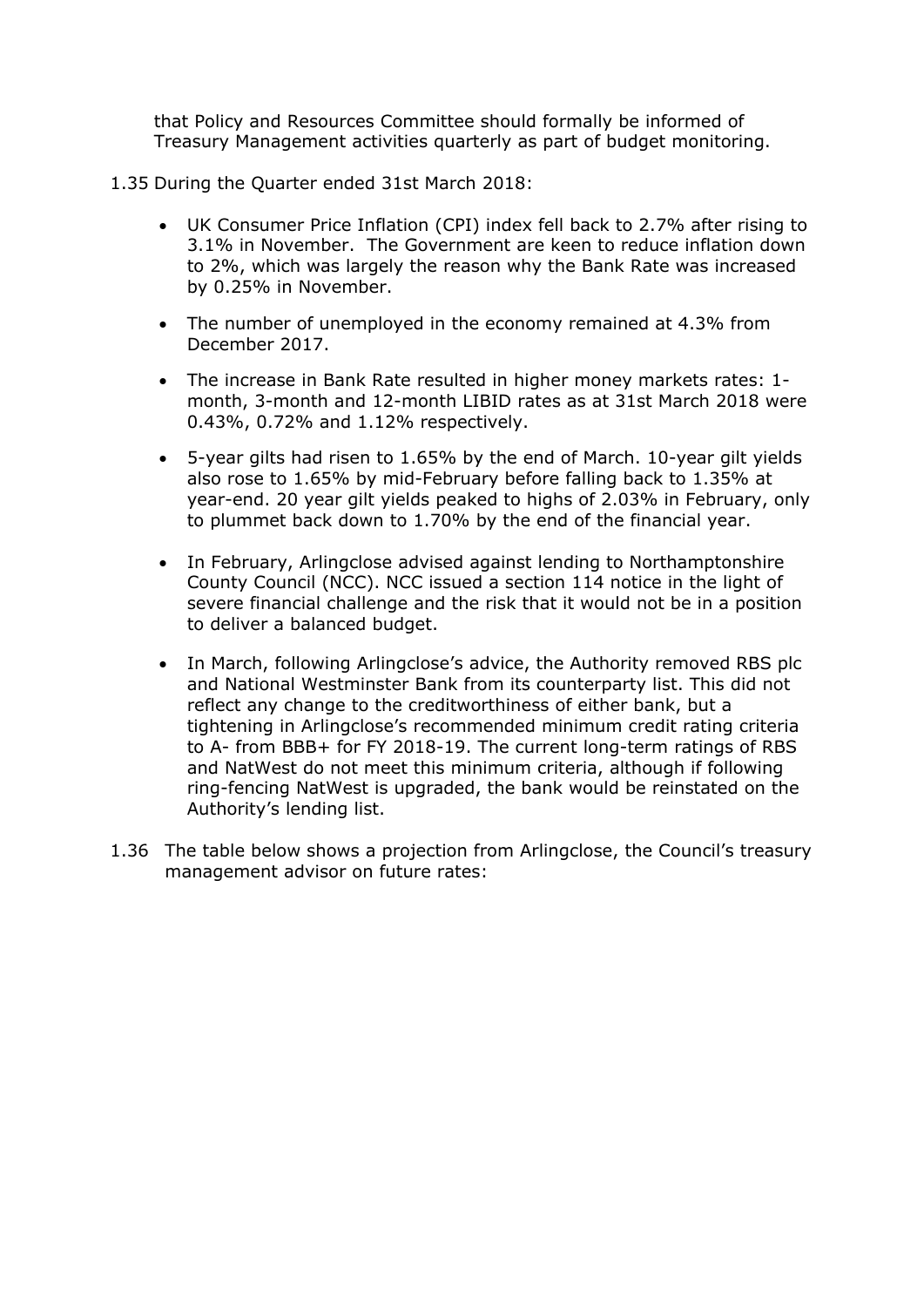that Policy and Resources Committee should formally be informed of Treasury Management activities quarterly as part of budget monitoring.

1.35 During the Quarter ended 31st March 2018:

- UK Consumer Price Inflation (CPI) index fell back to 2.7% after rising to 3.1% in November. The Government are keen to reduce inflation down to 2%, which was largely the reason why the Bank Rate was increased by 0.25% in November.
- The number of unemployed in the economy remained at 4.3% from December 2017.
- The increase in Bank Rate resulted in higher money markets rates: 1-month, 3-month and 12-month LIBID rates as at 31st March 2018 were 0.43%, 0.72% and 1.12% respectively.
- 5-year gilts had risen to 1.65% by the end of March. 10-year gilt yields also rose to 1.65% by mid-February before falling back to 1.35% at year-end. 20 year gilt yields peaked to highs of 2.03% in February, only to plummet back down to 1.70% by the end of the financial year.
- In February, Arlingclose advised against lending to Northamptonshire County Council (NCC). NCC issued a section 114 notice in the light of severe financial challenge and the risk that it would not be in a position to deliver a balanced budget.
- In March, following Arlingclose's advice, the Authority removed RBS plc and National Westminster Bank from its counterparty list. This did not reflect any change to the creditworthiness of either bank, but a tightening in Arlingclose's recommended minimum credit rating criteria to A- from BBB+ for FY 2018-19. The current long-term ratings of RBS and NatWest do not meet this minimum criteria, although if following ring-fencing NatWest is upgraded, the bank would be reinstated on the Authority's lending list.

1.36 The table below shows a projection from Arlingclose, the Council's treasury management advisor on future rates: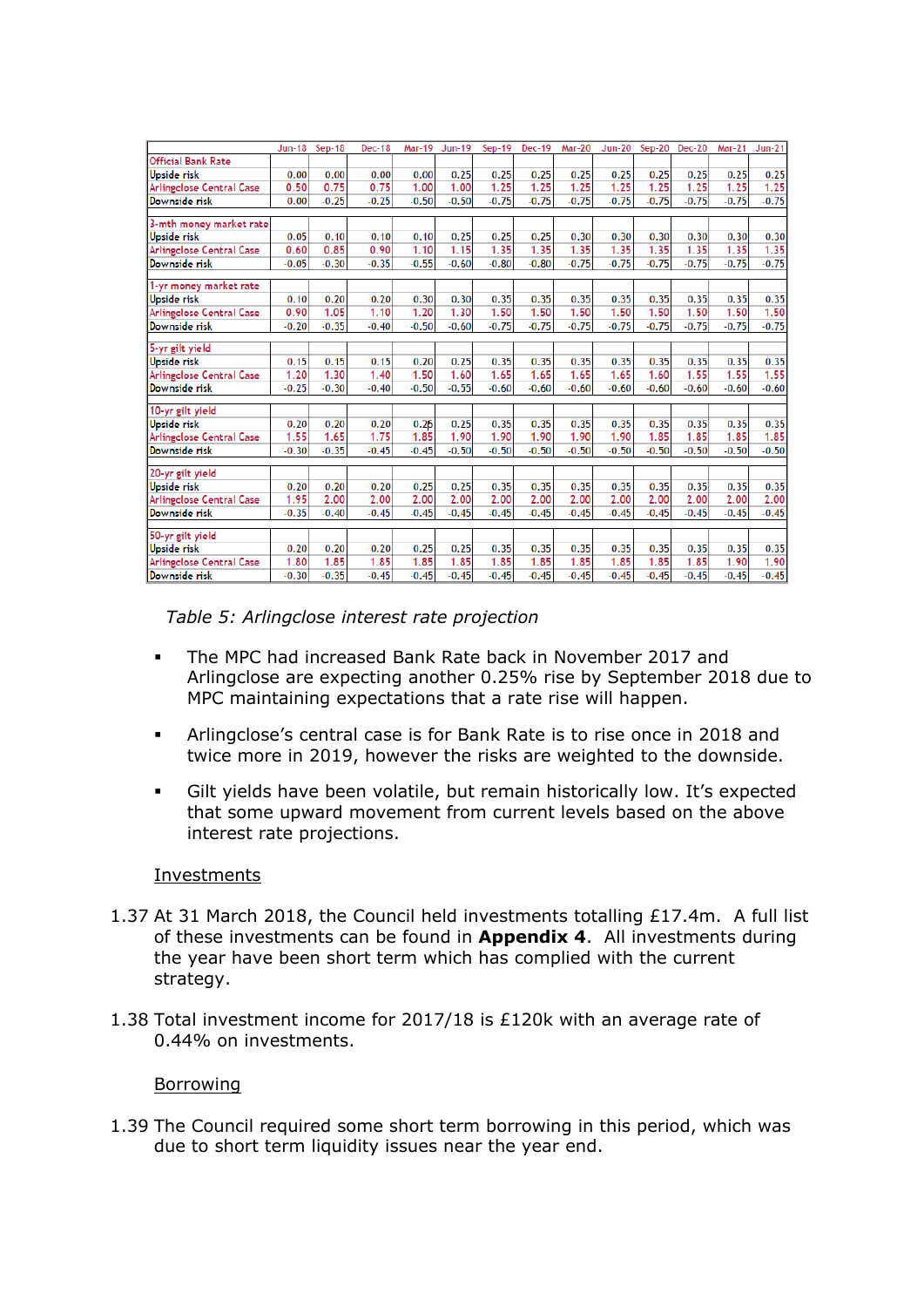| | Jun-18 | Sep-18 | Dec-18 | Mar-19 | Jun-19 | Sep-19 | Dec-19 | Mar-20 | Jun-20 | Sep-20 | Dec-20 | Mar-21 | Jun-21 |
|---|---|---|---|---|---|---|---|---|---|---|---|---|---|
| **Official Bank Rate** | | | | | | | | | | | | | |
| Upside risk | 0.00 | 0.00 | 0.00 | 0.00 | 0.25 | 0.25 | 0.25 | 0.25 | 0.25 | 0.25 | 0.25 | 0.25 | 0.25 |
| Arlingclose Central Case | 0.50 | 0.75 | 0.75 | 1.00 | 1.00 | 1.25 | 1.25 | 1.25 | 1.25 | 1.25 | 1.25 | 1.25 | 1.25 |
| Downside risk | 0.00 | -0.25 | -0.25 | -0.50 | -0.50 | -0.75 | -0.75 | -0.75 | -0.75 | -0.75 | -0.75 | -0.75 | -0.75 |
| **3-mth money market rate** | | | | | | | | | | | | | |
| Upside risk | 0.05 | 0.10 | 0.10 | 0.10 | 0.25 | 0.25 | 0.25 | 0.30 | 0.30 | 0.30 | 0.30 | 0.30 | 0.30 |
| Arlingclose Central Case | 0.60 | 0.85 | 0.90 | 1.10 | 1.15 | 1.35 | 1.35 | 1.35 | 1.35 | 1.35 | 1.35 | 1.35 | 1.35 |
| Downside risk | -0.05 | -0.30 | -0.35 | -0.55 | -0.60 | -0.80 | -0.80 | -0.75 | -0.75 | -0.75 | -0.75 | -0.75 | -0.75 |
| **1-yr money market rate** | | | | | | | | | | | | | |
| Upside risk | 0.10 | 0.20 | 0.20 | 0.30 | 0.30 | 0.35 | 0.35 | 0.35 | 0.35 | 0.35 | 0.35 | 0.35 | 0.35 |
| Arlingclose Central Case | 0.90 | 1.05 | 1.10 | 1.20 | 1.30 | 1.50 | 1.50 | 1.50 | 1.50 | 1.50 | 1.50 | 1.50 | 1.50 |
| Downside risk | -0.20 | -0.35 | -0.40 | -0.50 | -0.60 | -0.75 | -0.75 | -0.75 | -0.75 | -0.75 | -0.75 | -0.75 | -0.75 |
| **5-yr gilt yield** | | | | | | | | | | | | | |
| Upside risk | 0.15 | 0.15 | 0.15 | 0.20 | 0.25 | 0.35 | 0.35 | 0.35 | 0.35 | 0.35 | 0.35 | 0.35 | 0.35 |
| Arlingclose Central Case | 1.20 | 1.30 | 1.40 | 1.50 | 1.60 | 1.65 | 1.65 | 1.65 | 1.65 | 1.60 | 1.55 | 1.55 | 1.55 |
| Downside risk | -0.25 | -0.30 | -0.40 | -0.50 | -0.55 | -0.60 | -0.60 | -0.60 | -0.60 | -0.60 | -0.60 | -0.60 | -0.60 |
| **10-yr gilt yield** | | | | | | | | | | | | | |
| Upside risk | 0.20 | 0.20 | 0.20 | 0.25 | 0.25 | 0.35 | 0.35 | 0.35 | 0.35 | 0.35 | 0.35 | 0.35 | 0.35 |
| Arlingclose Central Case | 1.55 | 1.65 | 1.75 | 1.85 | 1.90 | 1.90 | 1.90 | 1.90 | 1.90 | 1.85 | 1.85 | 1.85 | 1.85 |
| Downside risk | -0.30 | -0.35 | -0.45 | -0.45 | -0.50 | -0.50 | -0.50 | -0.50 | -0.50 | -0.50 | -0.50 | -0.50 | -0.50 |
| **20-yr gilt yield** | | | | | | | | | | | | | |
| Upside risk | 0.20 | 0.20 | 0.20 | 0.25 | 0.25 | 0.35 | 0.35 | 0.35 | 0.35 | 0.35 | 0.35 | 0.35 | 0.35 |
| Arlingclose Central Case | 1.95 | 2.00 | 2.00 | 2.00 | 2.00 | 2.00 | 2.00 | 2.00 | 2.00 | 2.00 | 2.00 | 2.00 | 2.00 |
| Downside risk | -0.35 | -0.40 | -0.45 | -0.45 | -0.45 | -0.45 | -0.45 | -0.45 | -0.45 | -0.45 | -0.45 | -0.45 | -0.45 |
| **50-yr gilt yield** | | | | | | | | | | | | | |
| Upside risk | 0.20 | 0.20 | 0.20 | 0.25 | 0.25 | 0.35 | 0.35 | 0.35 | 0.35 | 0.35 | 0.35 | 0.35 | 0.35 |
| Arlingclose Central Case | 1.80 | 1.85 | 1.85 | 1.85 | 1.85 | 1.85 | 1.85 | 1.85 | 1.85 | 1.85 | 1.85 | 1.90 | 1.90 |
| Downside risk | -0.30 | -0.35 | -0.45 | -0.45 | -0.45 | -0.45 | -0.45 | -0.45 | -0.45 | -0.45 | -0.45 | -0.45 | -0.45 |

*Table 5: Arlingclose interest rate projection*

- The MPC had increased Bank Rate back in November 2017 and Arlingclose are expecting another 0.25% rise by September 2018 due to MPC maintaining expectations that a rate rise will happen.
- Arlingclose's central case is for Bank Rate is to rise once in 2018 and twice more in 2019, however the risks are weighted to the downside.
- Gilt yields have been volatile, but remain historically low. It's expected that some upward movement from current levels based on the above interest rate projections.

Investments

1.37 At 31 March 2018, the Council held investments totalling £17.4m. A full list of these investments can be found in **Appendix 4**. All investments during the year have been short term which has complied with the current strategy.

1.38 Total investment income for 2017/18 is £120k with an average rate of 0.44% on investments.

Borrowing

1.39 The Council required some short term borrowing in this period, which was due to short term liquidity issues near the year end.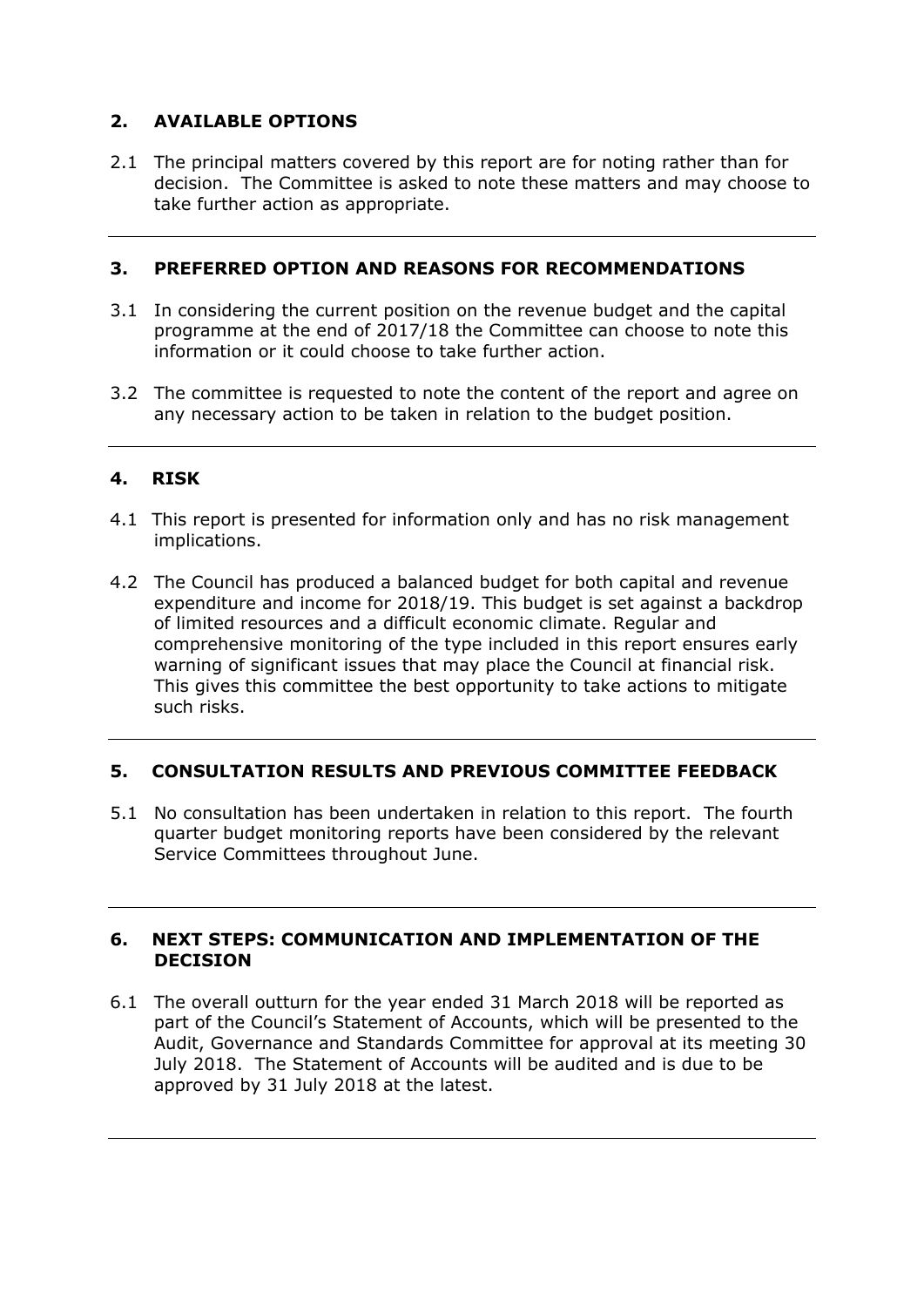## 2. AVAILABLE OPTIONS

2.1 The principal matters covered by this report are for noting rather than for decision. The Committee is asked to note these matters and may choose to take further action as appropriate.

---

## 3. PREFERRED OPTION AND REASONS FOR RECOMMENDATIONS

3.1 In considering the current position on the revenue budget and the capital programme at the end of 2017/18 the Committee can choose to note this information or it could choose to take further action.

3.2 The committee is requested to note the content of the report and agree on any necessary action to be taken in relation to the budget position.

---

## 4. RISK

4.1 This report is presented for information only and has no risk management implications.

4.2 The Council has produced a balanced budget for both capital and revenue expenditure and income for 2018/19. This budget is set against a backdrop of limited resources and a difficult economic climate. Regular and comprehensive monitoring of the type included in this report ensures early warning of significant issues that may place the Council at financial risk. This gives this committee the best opportunity to take actions to mitigate such risks.

---

## 5. CONSULTATION RESULTS AND PREVIOUS COMMITTEE FEEDBACK

5.1 No consultation has been undertaken in relation to this report. The fourth quarter budget monitoring reports have been considered by the relevant Service Committees throughout June.

---

## 6. NEXT STEPS: COMMUNICATION AND IMPLEMENTATION OF THE DECISION

6.1 The overall outturn for the year ended 31 March 2018 will be reported as part of the Council's Statement of Accounts, which will be presented to the Audit, Governance and Standards Committee for approval at its meeting 30 July 2018. The Statement of Accounts will be audited and is due to be approved by 31 July 2018 at the latest.

---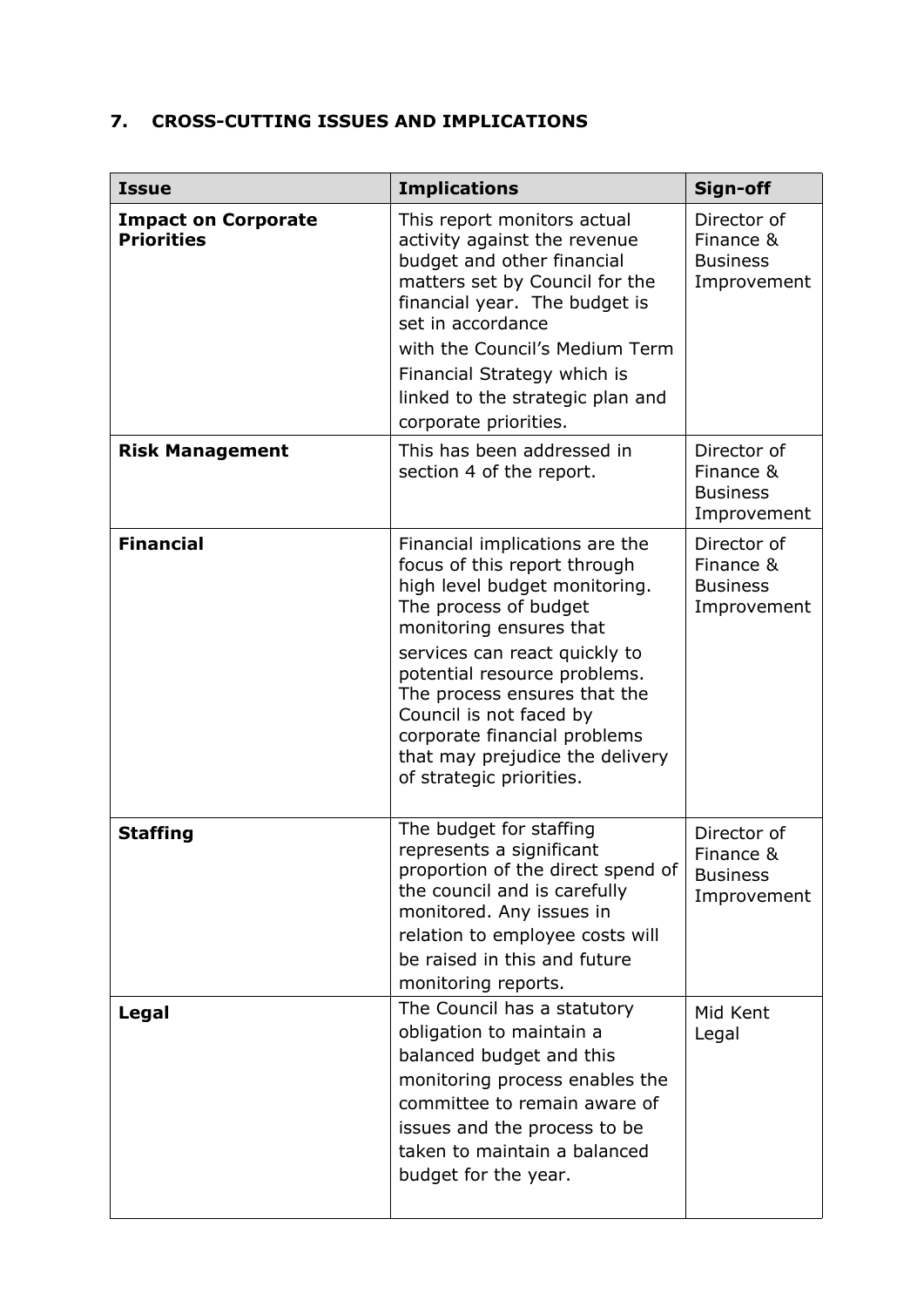## 7. CROSS-CUTTING ISSUES AND IMPLICATIONS

| Issue | Implications | Sign-off |
|---|---|---|
| **Impact on Corporate Priorities** | This report monitors actual activity against the revenue budget and other financial matters set by Council for the financial year. The budget is set in accordance with the Council's Medium Term Financial Strategy which is linked to the strategic plan and corporate priorities. | Director of Finance & Business Improvement |
| **Risk Management** | This has been addressed in section 4 of the report. | Director of Finance & Business Improvement |
| **Financial** | Financial implications are the focus of this report through high level budget monitoring. The process of budget monitoring ensures that services can react quickly to potential resource problems. The process ensures that the Council is not faced by corporate financial problems that may prejudice the delivery of strategic priorities. | Director of Finance & Business Improvement |
| **Staffing** | The budget for staffing represents a significant proportion of the direct spend of the council and is carefully monitored. Any issues in relation to employee costs will be raised in this and future monitoring reports. | Director of Finance & Business Improvement |
| **Legal** | The Council has a statutory obligation to maintain a balanced budget and this monitoring process enables the committee to remain aware of issues and the process to be taken to maintain a balanced budget for the year. | Mid Kent Legal |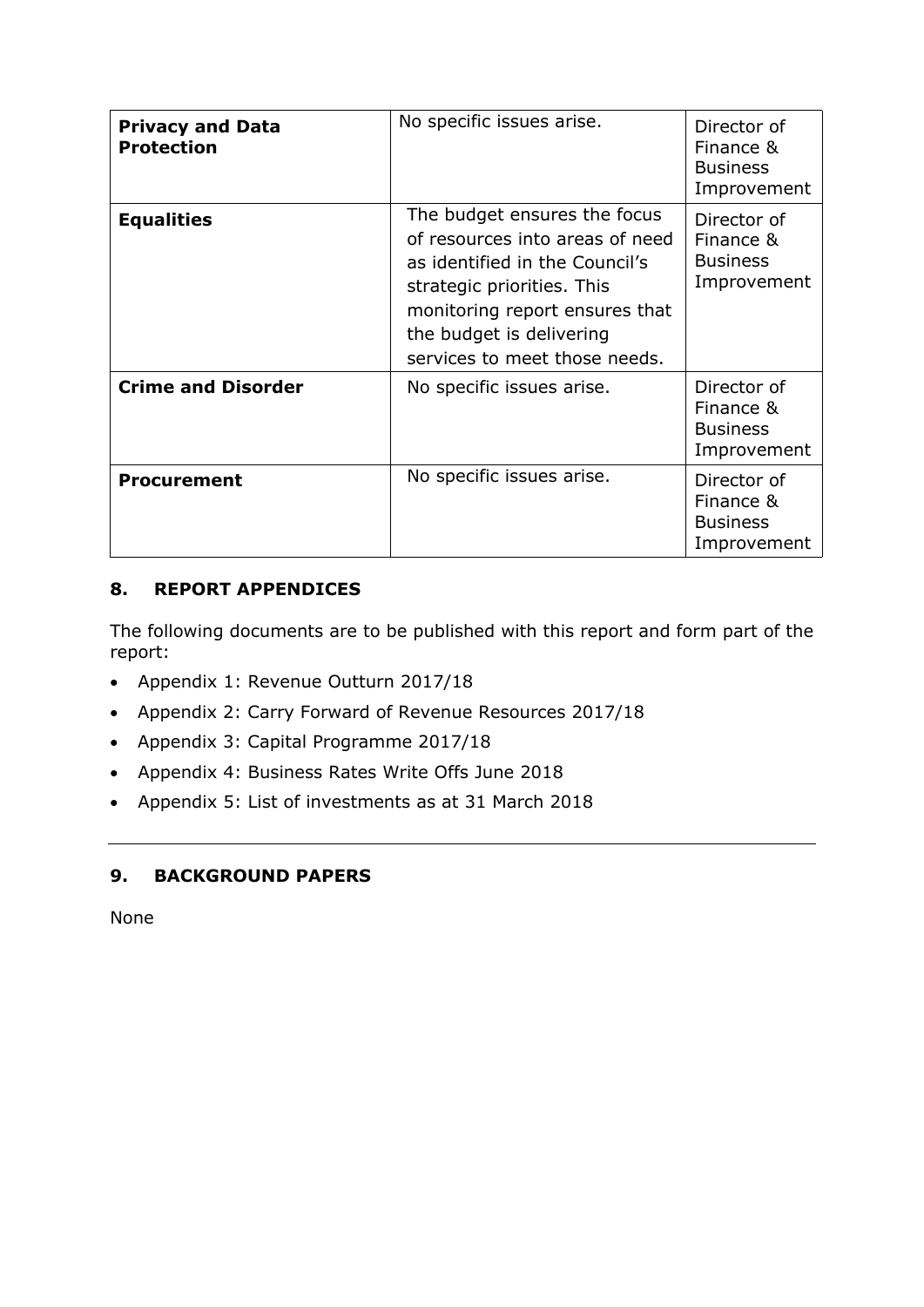| | | |
|---|---|---|
| **Privacy and Data Protection** | No specific issues arise. | Director of Finance & Business Improvement |
| **Equalities** | The budget ensures the focus of resources into areas of need as identified in the Council's strategic priorities. This monitoring report ensures that the budget is delivering services to meet those needs. | Director of Finance & Business Improvement |
| **Crime and Disorder** | No specific issues arise. | Director of Finance & Business Improvement |
| **Procurement** | No specific issues arise. | Director of Finance & Business Improvement |

## 8. REPORT APPENDICES

The following documents are to be published with this report and form part of the report:

- Appendix 1: Revenue Outturn 2017/18
- Appendix 2: Carry Forward of Revenue Resources 2017/18
- Appendix 3: Capital Programme 2017/18
- Appendix 4: Business Rates Write Offs June 2018
- Appendix 5: List of investments as at 31 March 2018

---

## 9. BACKGROUND PAPERS

None